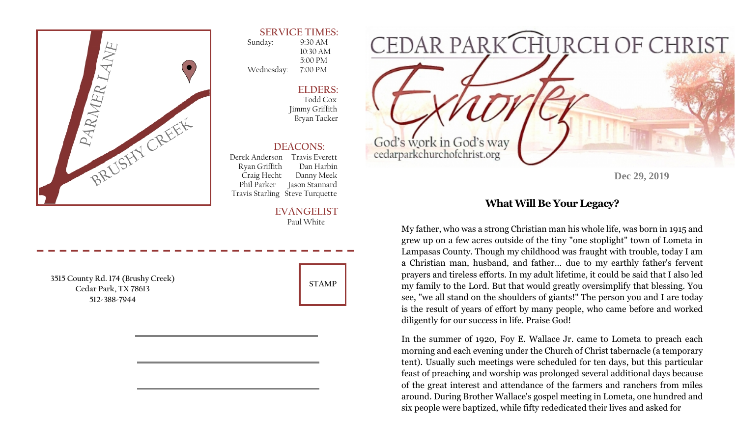PARMER LANE

BRUSHY CREEK

**SERVICE TIMES:**

Sunday: 9:30 AM
10:30 AM
5:00 PM

Wednesday: 7:00 PM

**ELDERS:**

Todd Cox
Jimmy Griffith
Bryan Tacker

**DEACONS:**

Derek Anderson, Travis Everett
Ryan Griffith, Dan Harbin
Craig Hecht, Danny Meek
Phil Parker, Jason Stannard
Travis Starling, Steve Turquette

**EVANGELIST**

Paul White

3515 County Rd. 174 (Brushy Creek)
Cedar Park, TX 78613
512-388-7944

STAMP

# CEDAR PARK CHURCH OF CHRIST

## Exhorter

God's work in God's way
cedarparkchurchofchrist.org

Dec 29, 2019

### What Will Be Your Legacy?

My father, who was a strong Christian man his whole life, was born in 1915 and grew up on a few acres outside of the tiny "one stoplight" town of Lometa in Lampasas County. Though my childhood was fraught with trouble, today I am a Christian man, husband, and father... due to my earthly father's fervent prayers and tireless efforts. In my adult lifetime, it could be said that I also led my family to the Lord. But that would greatly oversimplify that blessing. You see, "we all stand on the shoulders of giants!" The person you and I are today is the result of years of effort by many people, who came before and worked diligently for our success in life. Praise God!

In the summer of 1920, Foy E. Wallace Jr. came to Lometa to preach each morning and each evening under the Church of Christ tabernacle (a temporary tent). Usually such meetings were scheduled for ten days, but this particular feast of preaching and worship was prolonged several additional days because of the great interest and attendance of the farmers and ranchers from miles around. During Brother Wallace's gospel meeting in Lometa, one hundred and six people were baptized, while fifty rededicated their lives and asked for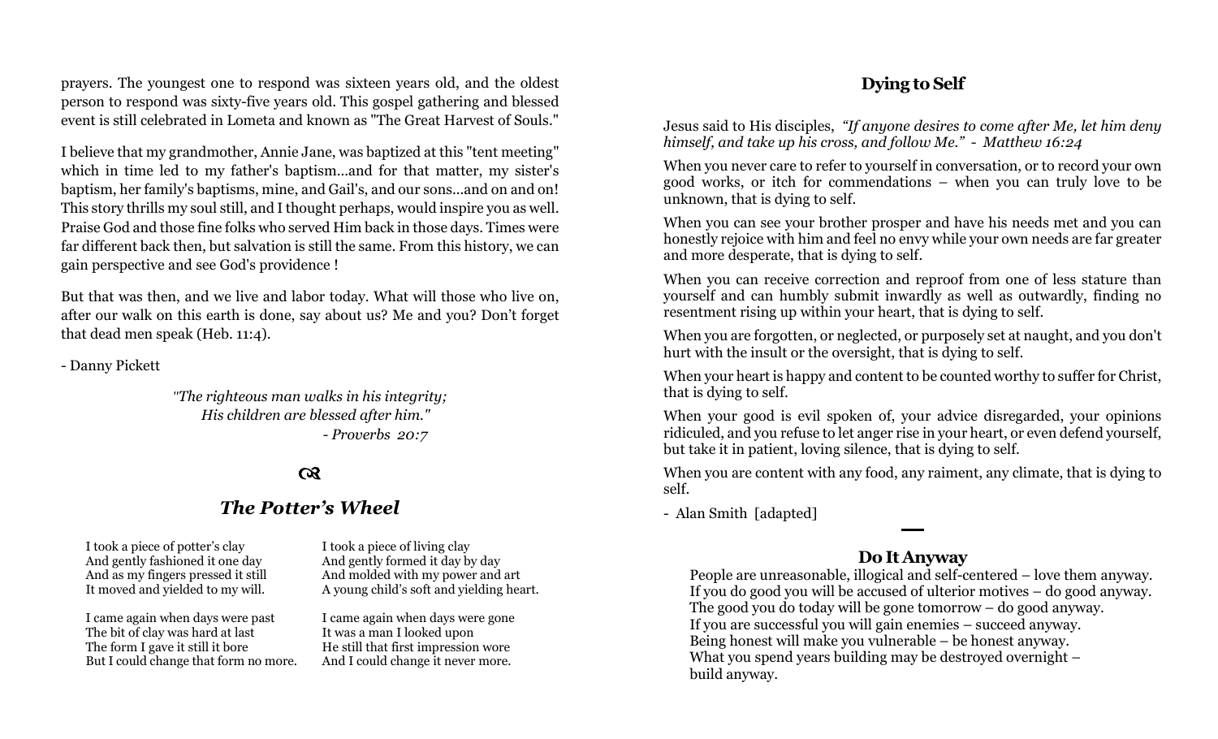prayers. The youngest one to respond was sixteen years old, and the oldest person to respond was sixty-five years old. This gospel gathering and blessed event is still celebrated in Lometa and known as "The Great Harvest of Souls."

I believe that my grandmother, Annie Jane, was baptized at this "tent meeting" which in time led to my father's baptism...and for that matter, my sister's baptism, her family's baptisms, mine, and Gail's, and our sons...and on and on! This story thrills my soul still, and I thought perhaps, would inspire you as well. Praise God and those fine folks who served Him back in those days. Times were far different back then, but salvation is still the same. From this history, we can gain perspective and see God's providence !

But that was then, and we live and labor today. What will those who live on, after our walk on this earth is done, say about us? Me and you? Don't forget that dead men speak (Heb. 11:4).

- Danny Pickett

*"The righteous man walks in his integrity;*
*His children are blessed after him."*
*- Proverbs 20:7*

## *The Potter's Wheel*

I took a piece of potter's clay
And gently fashioned it one day
And as my fingers pressed it still
It moved and yielded to my will.

I came again when days were past
The bit of clay was hard at last
The form I gave it still it bore
But I could change that form no more.

I took a piece of living clay
And gently formed it day by day
And molded with my power and art
A young child's soft and yielding heart.

I came again when days were gone
It was a man I looked upon
He still that first impression wore
And I could change it never more.

## Dying to Self

Jesus said to His disciples, *"If anyone desires to come after Me, let him deny himself, and take up his cross, and follow Me." - Matthew 16:24*

When you never care to refer to yourself in conversation, or to record your own good works, or itch for commendations – when you can truly love to be unknown, that is dying to self.

When you can see your brother prosper and have his needs met and you can honestly rejoice with him and feel no envy while your own needs are far greater and more desperate, that is dying to self.

When you can receive correction and reproof from one of less stature than yourself and can humbly submit inwardly as well as outwardly, finding no resentment rising up within your heart, that is dying to self.

When you are forgotten, or neglected, or purposely set at naught, and you don't hurt with the insult or the oversight, that is dying to self.

When your heart is happy and content to be counted worthy to suffer for Christ, that is dying to self.

When your good is evil spoken of, your advice disregarded, your opinions ridiculed, and you refuse to let anger rise in your heart, or even defend yourself, but take it in patient, loving silence, that is dying to self.

When you are content with any food, any raiment, any climate, that is dying to self.

- Alan Smith [adapted]

## Do It Anyway

People are unreasonable, illogical and self-centered – love them anyway.
If you do good you will be accused of ulterior motives – do good anyway.
The good you do today will be gone tomorrow – do good anyway.
If you are successful you will gain enemies – succeed anyway.
Being honest will make you vulnerable – be honest anyway.
What you spend years building may be destroyed overnight –
build anyway.